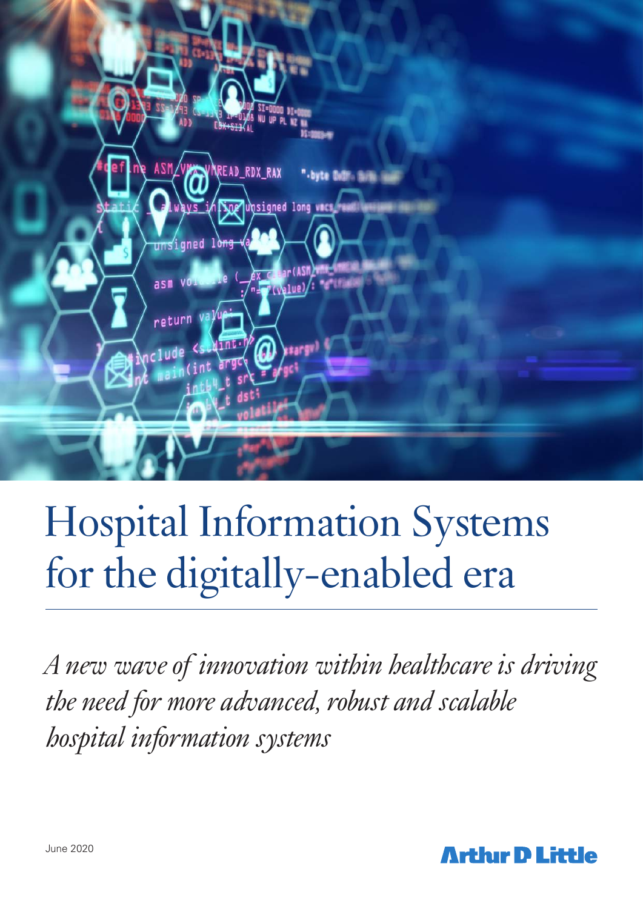# Hospital Information Systems for the digitally-enabled era

*A new wave of innovation within healthcare is driving the need for more advanced, robust and scalable hospital information systems*

June 2020

Arthur D Little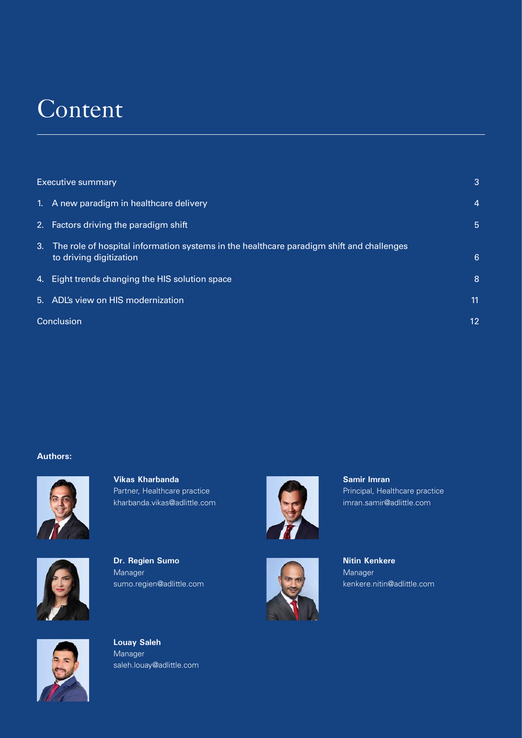# Content

| | |
|---|---|
| Executive summary | 3 |
| 1. A new paradigm in healthcare delivery | 4 |
| 2. Factors driving the paradigm shift | 5 |
| 3. The role of hospital information systems in the healthcare paradigm shift and challenges to driving digitization | 6 |
| 4. Eight trends changing the HIS solution space | 8 |
| 5. ADL's view on HIS modernization | 11 |
| Conclusion | 12 |

**Authors:**

**Vikas Kharbanda**
Partner, Healthcare practice
kharbanda.vikas@adlittle.com

**Samir Imran**
Principal, Healthcare practice
imran.samir@adlittle.com

**Dr. Regien Sumo**
Manager
sumo.regien@adlittle.com

**Nitin Kenkere**
Manager
kenkere.nitin@adlittle.com

**Louay Saleh**
Manager
saleh.louay@adlittle.com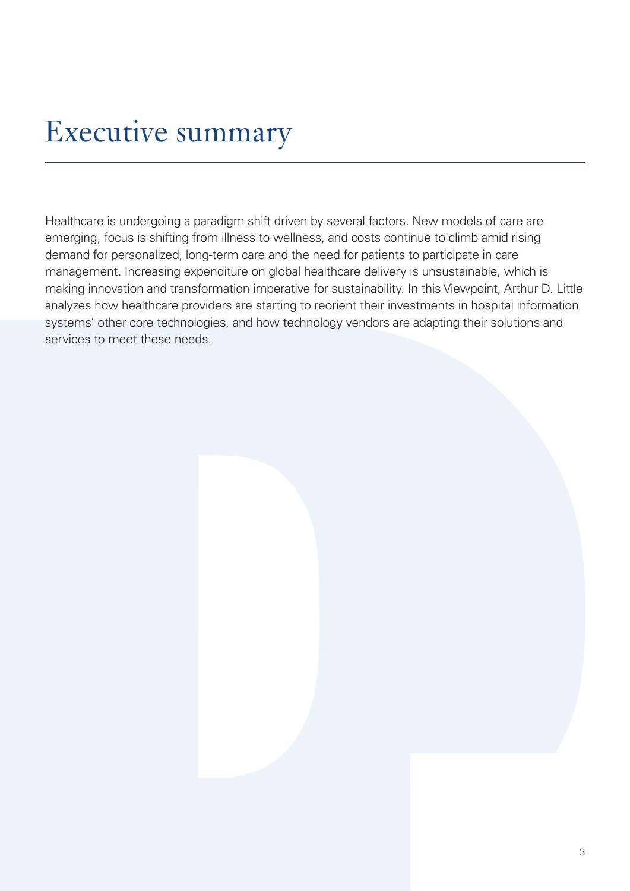# Executive summary

Healthcare is undergoing a paradigm shift driven by several factors. New models of care are emerging, focus is shifting from illness to wellness, and costs continue to climb amid rising demand for personalized, long-term care and the need for patients to participate in care management. Increasing expenditure on global healthcare delivery is unsustainable, which is making innovation and transformation imperative for sustainability. In this Viewpoint, Arthur D. Little analyzes how healthcare providers are starting to reorient their investments in hospital information systems' other core technologies, and how technology vendors are adapting their solutions and services to meet these needs.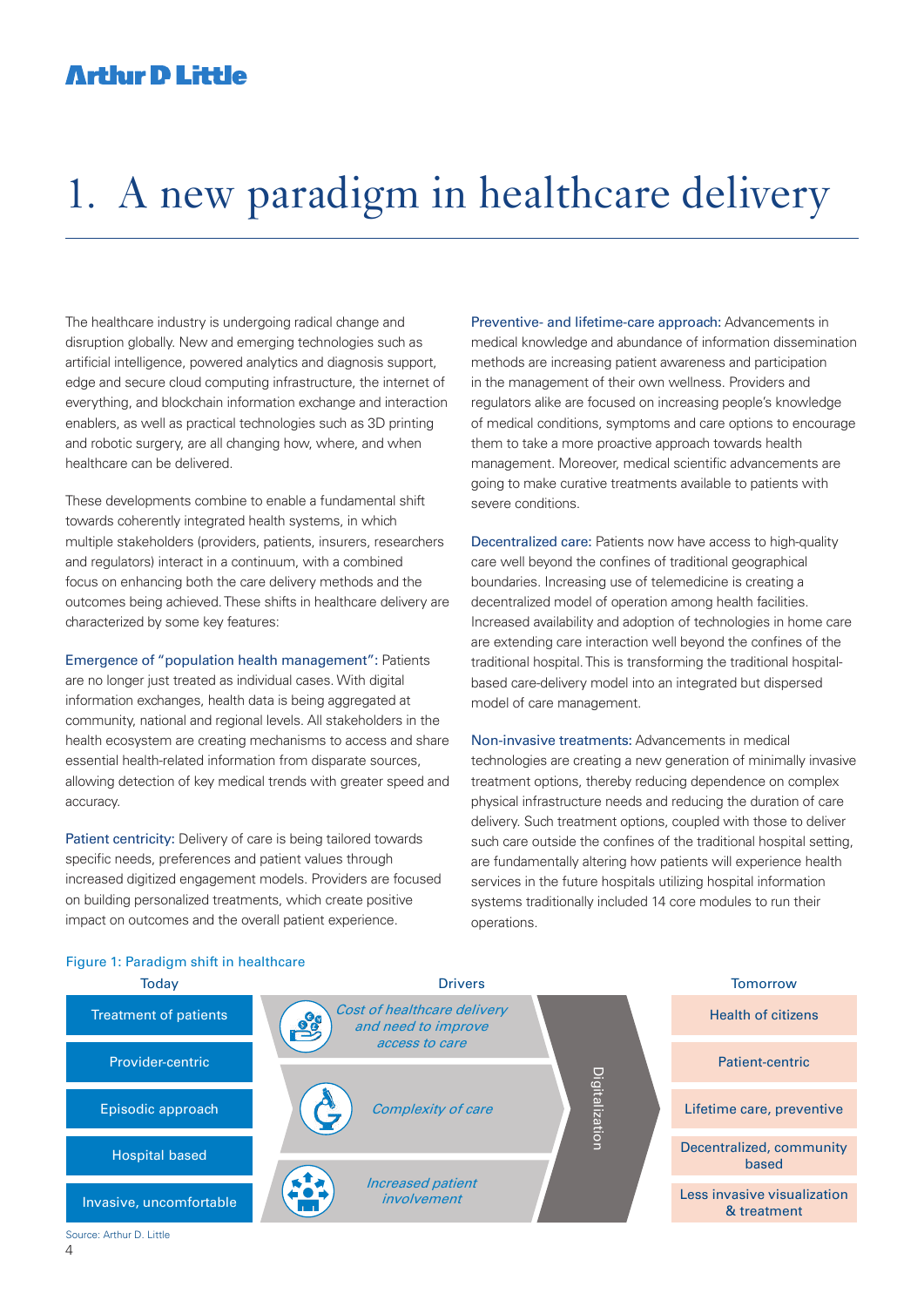# 1. A new paradigm in healthcare delivery

The healthcare industry is undergoing radical change and disruption globally. New and emerging technologies such as artificial intelligence, powered analytics and diagnosis support, edge and secure cloud computing infrastructure, the internet of everything, and blockchain information exchange and interaction enablers, as well as practical technologies such as 3D printing and robotic surgery, are all changing how, where, and when healthcare can be delivered.

These developments combine to enable a fundamental shift towards coherently integrated health systems, in which multiple stakeholders (providers, patients, insurers, researchers and regulators) interact in a continuum, with a combined focus on enhancing both the care delivery methods and the outcomes being achieved. These shifts in healthcare delivery are characterized by some key features:

Emergence of "population health management": Patients are no longer just treated as individual cases. With digital information exchanges, health data is being aggregated at community, national and regional levels. All stakeholders in the health ecosystem are creating mechanisms to access and share essential health-related information from disparate sources, allowing detection of key medical trends with greater speed and accuracy.

Patient centricity: Delivery of care is being tailored towards specific needs, preferences and patient values through increased digitized engagement models. Providers are focused on building personalized treatments, which create positive impact on outcomes and the overall patient experience.

Preventive- and lifetime-care approach: Advancements in medical knowledge and abundance of information dissemination methods are increasing patient awareness and participation in the management of their own wellness. Providers and regulators alike are focused on increasing people's knowledge of medical conditions, symptoms and care options to encourage them to take a more proactive approach towards health management. Moreover, medical scientific advancements are going to make curative treatments available to patients with severe conditions.

Decentralized care: Patients now have access to high-quality care well beyond the confines of traditional geographical boundaries. Increasing use of telemedicine is creating a decentralized model of operation among health facilities. Increased availability and adoption of technologies in home care are extending care interaction well beyond the confines of the traditional hospital. This is transforming the traditional hospital-based care-delivery model into an integrated but dispersed model of care management.

Non-invasive treatments: Advancements in medical technologies are creating a new generation of minimally invasive treatment options, thereby reducing dependence on complex physical infrastructure needs and reducing the duration of care delivery. Such treatment options, coupled with those to deliver such care outside the confines of the traditional hospital setting, are fundamentally altering how patients will experience health services in the future hospitals utilizing hospital information systems traditionally included 14 core modules to run their operations.

Figure 1: Paradigm shift in healthcare

| Today | Drivers | | Tomorrow |
|---|---|---|---|
| Treatment of patients | *Cost of healthcare delivery and need to improve access to care* | Digitalization | Health of citizens |
| Provider-centric | | | Patient-centric |
| Episodic approach | *Complexity of care* | | Lifetime care, preventive |
| Hospital based | | | Decentralized, community based |
| Invasive, uncomfortable | *Increased patient involvement* | | Less invasive visualization & treatment |

Source: Arthur D. Little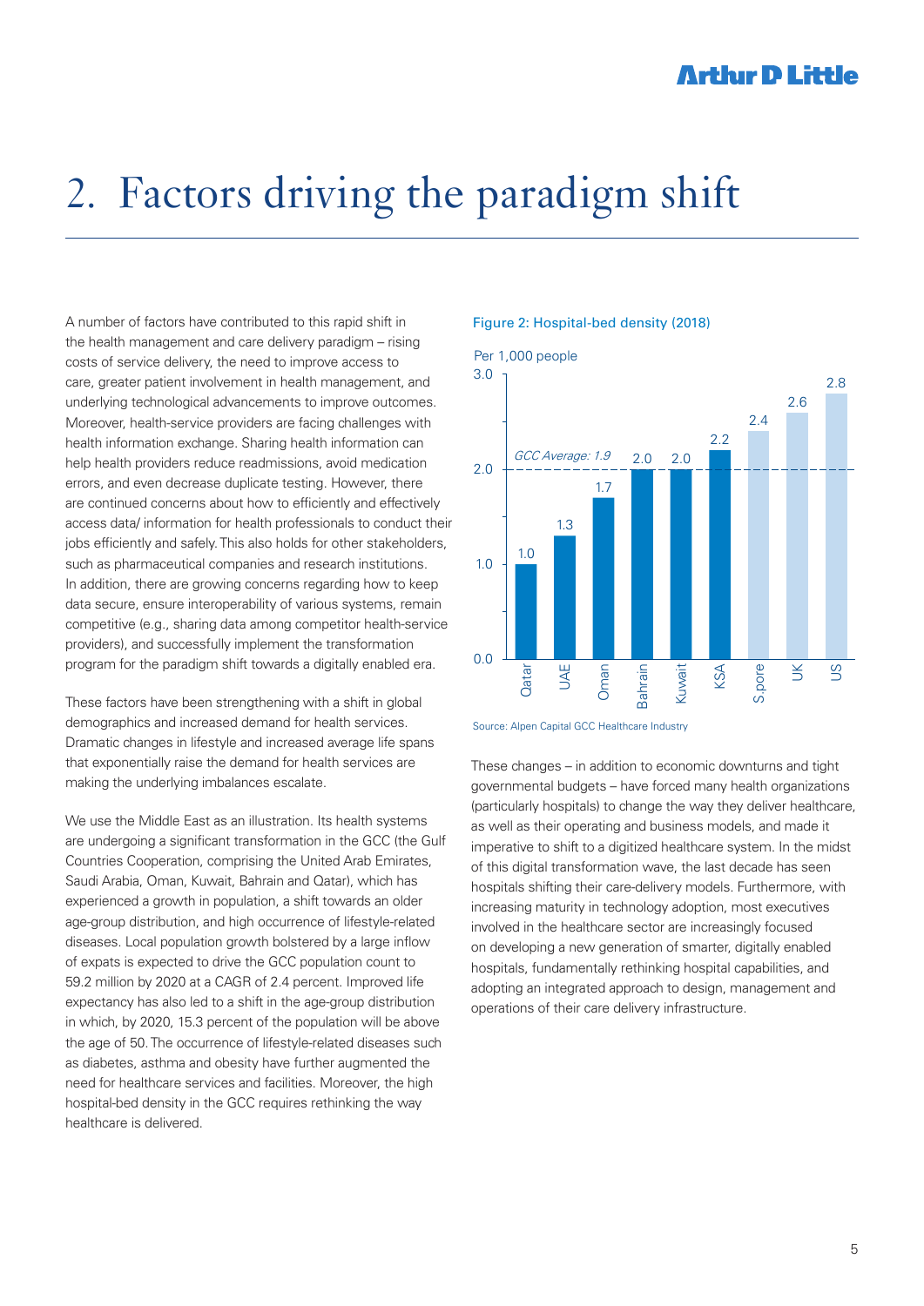# 2. Factors driving the paradigm shift

A number of factors have contributed to this rapid shift in the health management and care delivery paradigm – rising costs of service delivery, the need to improve access to care, greater patient involvement in health management, and underlying technological advancements to improve outcomes. Moreover, health-service providers are facing challenges with health information exchange. Sharing health information can help health providers reduce readmissions, avoid medication errors, and even decrease duplicate testing. However, there are continued concerns about how to efficiently and effectively access data/ information for health professionals to conduct their jobs efficiently and safely. This also holds for other stakeholders, such as pharmaceutical companies and research institutions. In addition, there are growing concerns regarding how to keep data secure, ensure interoperability of various systems, remain competitive (e.g., sharing data among competitor health-service providers), and successfully implement the transformation program for the paradigm shift towards a digitally enabled era.

These factors have been strengthening with a shift in global demographics and increased demand for health services. Dramatic changes in lifestyle and increased average life spans that exponentially raise the demand for health services are making the underlying imbalances escalate.

We use the Middle East as an illustration. Its health systems are undergoing a significant transformation in the GCC (the Gulf Countries Cooperation, comprising the United Arab Emirates, Saudi Arabia, Oman, Kuwait, Bahrain and Qatar), which has experienced a growth in population, a shift towards an older age-group distribution, and high occurrence of lifestyle-related diseases. Local population growth bolstered by a large inflow of expats is expected to drive the GCC population count to 59.2 million by 2020 at a CAGR of 2.4 percent. Improved life expectancy has also led to a shift in the age-group distribution in which, by 2020, 15.3 percent of the population will be above the age of 50. The occurrence of lifestyle-related diseases such as diabetes, asthma and obesity have further augmented the need for healthcare services and facilities. Moreover, the high hospital-bed density in the GCC requires rethinking the way healthcare is delivered.

Figure 2: Hospital-bed density (2018)

Per 1,000 people

| Country | Hospital-bed density |
|---|---|
| Qatar | 1.0 |
| UAE | 1.3 |
| Oman | 1.7 |
| Bahrain | 2.0 |
| Kuwait | 2.0 |
| KSA | 2.2 |
| S.pore | 2.4 |
| UK | 2.6 |
| US | 2.8 |

GCC Average: 1.9

Source: Alpen Capital GCC Healthcare Industry

These changes – in addition to economic downturns and tight governmental budgets – have forced many health organizations (particularly hospitals) to change the way they deliver healthcare, as well as their operating and business models, and made it imperative to shift to a digitized healthcare system. In the midst of this digital transformation wave, the last decade has seen hospitals shifting their care-delivery models. Furthermore, with increasing maturity in technology adoption, most executives involved in the healthcare sector are increasingly focused on developing a new generation of smarter, digitally enabled hospitals, fundamentally rethinking hospital capabilities, and adopting an integrated approach to design, management and operations of their care delivery infrastructure.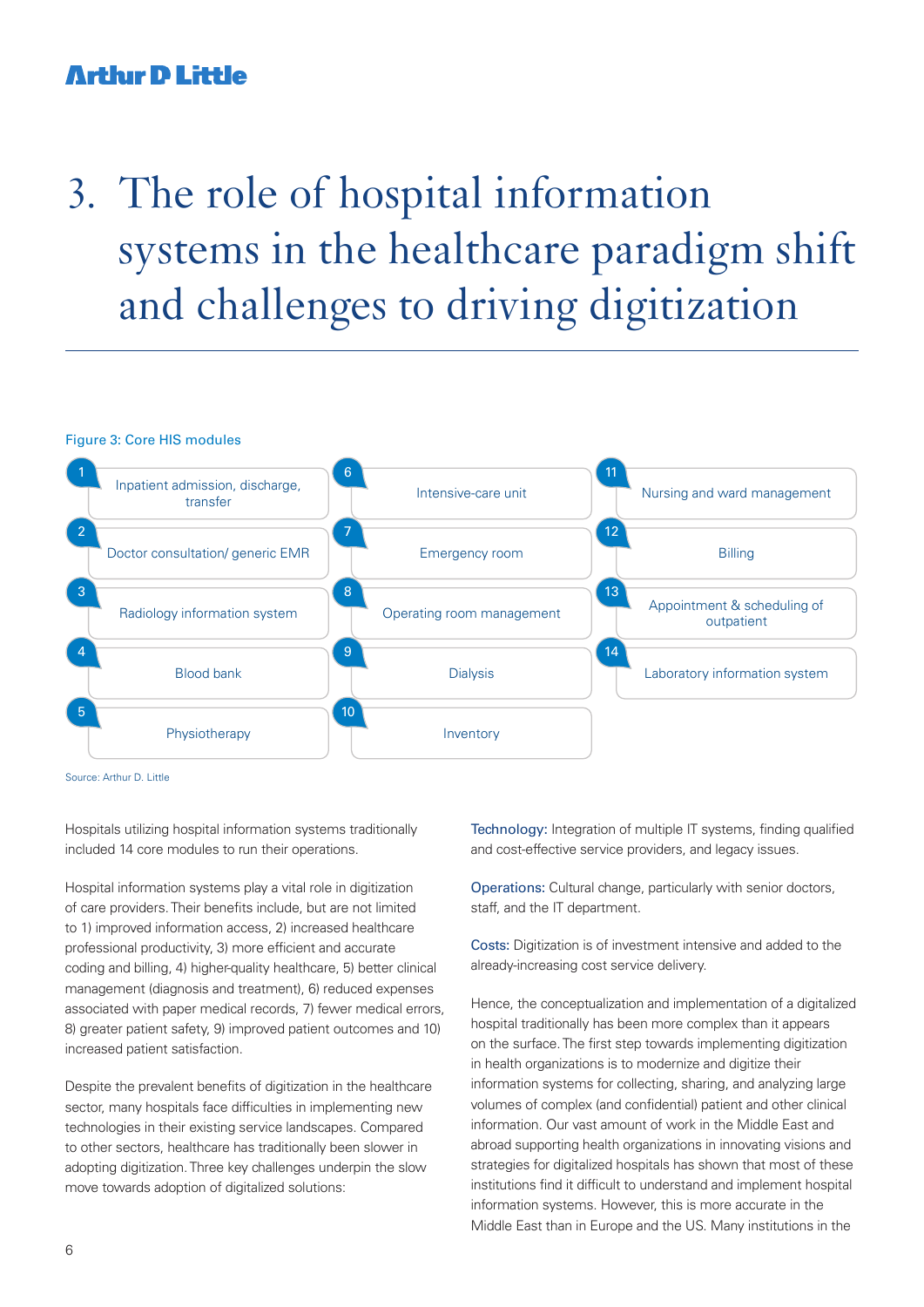# 3. The role of hospital information systems in the healthcare paradigm shift and challenges to driving digitization

Figure 3: Core HIS modules

| # | Module |
|---|---|
| 1 | Inpatient admission, discharge, transfer |
| 2 | Doctor consultation/ generic EMR |
| 3 | Radiology information system |
| 4 | Blood bank |
| 5 | Physiotherapy |
| 6 | Intensive-care unit |
| 7 | Emergency room |
| 8 | Operating room management |
| 9 | Dialysis |
| 10 | Inventory |
| 11 | Nursing and ward management |
| 12 | Billing |
| 13 | Appointment & scheduling of outpatient |
| 14 | Laboratory information system |

Source: Arthur D. Little

Hospitals utilizing hospital information systems traditionally included 14 core modules to run their operations.

Hospital information systems play a vital role in digitization of care providers. Their benefits include, but are not limited to 1) improved information access, 2) increased healthcare professional productivity, 3) more efficient and accurate coding and billing, 4) higher-quality healthcare, 5) better clinical management (diagnosis and treatment), 6) reduced expenses associated with paper medical records, 7) fewer medical errors, 8) greater patient safety, 9) improved patient outcomes and 10) increased patient satisfaction.

Despite the prevalent benefits of digitization in the healthcare sector, many hospitals face difficulties in implementing new technologies in their existing service landscapes. Compared to other sectors, healthcare has traditionally been slower in adopting digitization. Three key challenges underpin the slow move towards adoption of digitalized solutions:

Technology: Integration of multiple IT systems, finding qualified and cost-effective service providers, and legacy issues.

Operations: Cultural change, particularly with senior doctors, staff, and the IT department.

Costs: Digitization is of investment intensive and added to the already-increasing cost service delivery.

Hence, the conceptualization and implementation of a digitalized hospital traditionally has been more complex than it appears on the surface. The first step towards implementing digitization in health organizations is to modernize and digitize their information systems for collecting, sharing, and analyzing large volumes of complex (and confidential) patient and other clinical information. Our vast amount of work in the Middle East and abroad supporting health organizations in innovating visions and strategies for digitalized hospitals has shown that most of these institutions find it difficult to understand and implement hospital information systems. However, this is more accurate in the Middle East than in Europe and the US. Many institutions in the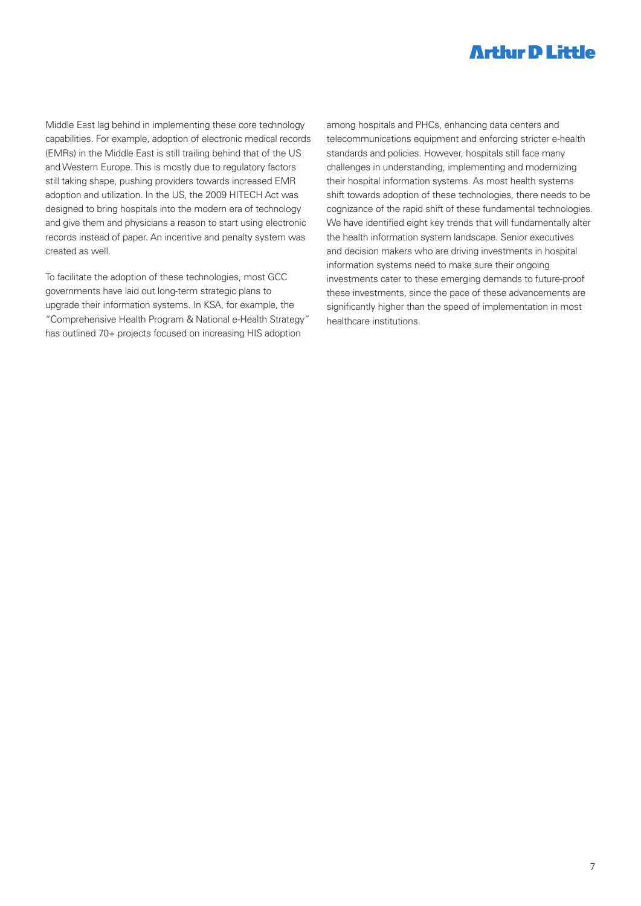Middle East lag behind in implementing these core technology capabilities. For example, adoption of electronic medical records (EMRs) in the Middle East is still trailing behind that of the US and Western Europe. This is mostly due to regulatory factors still taking shape, pushing providers towards increased EMR adoption and utilization. In the US, the 2009 HITECH Act was designed to bring hospitals into the modern era of technology and give them and physicians a reason to start using electronic records instead of paper. An incentive and penalty system was created as well.

To facilitate the adoption of these technologies, most GCC governments have laid out long-term strategic plans to upgrade their information systems. In KSA, for example, the "Comprehensive Health Program & National e-Health Strategy" has outlined 70+ projects focused on increasing HIS adoption among hospitals and PHCs, enhancing data centers and telecommunications equipment and enforcing stricter e-health standards and policies. However, hospitals still face many challenges in understanding, implementing and modernizing their hospital information systems. As most health systems shift towards adoption of these technologies, there needs to be cognizance of the rapid shift of these fundamental technologies. We have identified eight key trends that will fundamentally alter the health information system landscape. Senior executives and decision makers who are driving investments in hospital information systems need to make sure their ongoing investments cater to these emerging demands to future-proof these investments, since the pace of these advancements are significantly higher than the speed of implementation in most healthcare institutions.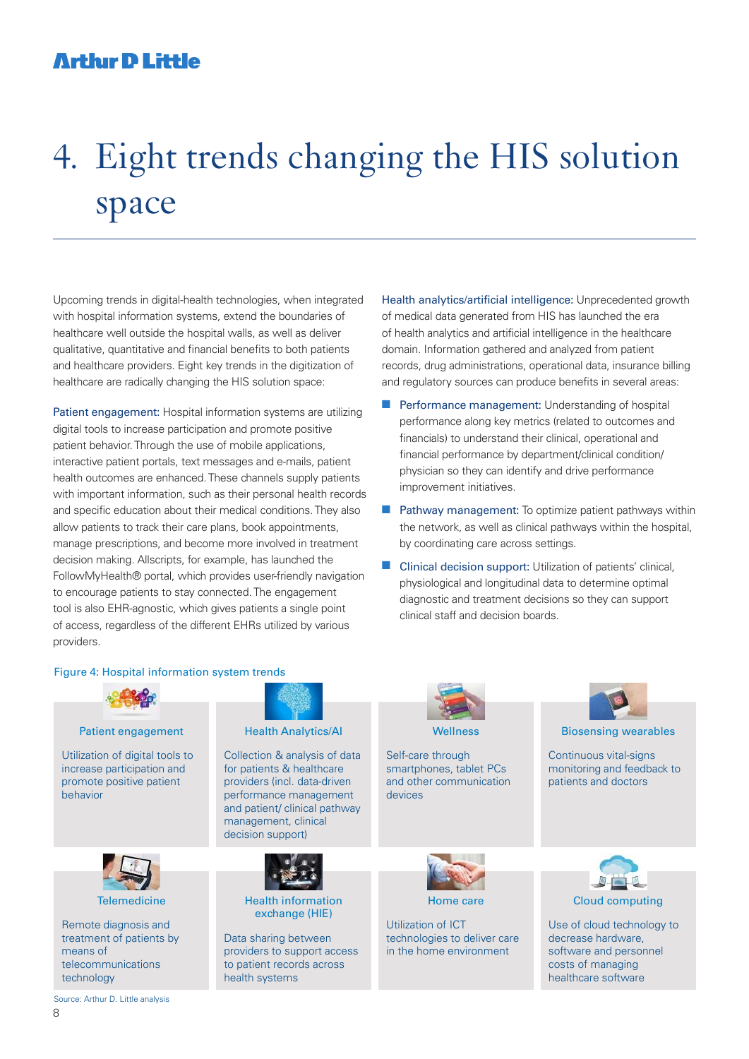# 4. Eight trends changing the HIS solution space

Upcoming trends in digital-health technologies, when integrated with hospital information systems, extend the boundaries of healthcare well outside the hospital walls, as well as deliver qualitative, quantitative and financial benefits to both patients and healthcare providers. Eight key trends in the digitization of healthcare are radically changing the HIS solution space:

Patient engagement: Hospital information systems are utilizing digital tools to increase participation and promote positive patient behavior. Through the use of mobile applications, interactive patient portals, text messages and e-mails, patient health outcomes are enhanced. These channels supply patients with important information, such as their personal health records and specific education about their medical conditions. They also allow patients to track their care plans, book appointments, manage prescriptions, and become more involved in treatment decision making. Allscripts, for example, has launched the FollowMyHealth® portal, which provides user-friendly navigation to encourage patients to stay connected. The engagement tool is also EHR-agnostic, which gives patients a single point of access, regardless of the different EHRs utilized by various providers.

Health analytics/artificial intelligence: Unprecedented growth of medical data generated from HIS has launched the era of health analytics and artificial intelligence in the healthcare domain. Information gathered and analyzed from patient records, drug administrations, operational data, insurance billing and regulatory sources can produce benefits in several areas:

- Performance management: Understanding of hospital performance along key metrics (related to outcomes and financials) to understand their clinical, operational and financial performance by department/clinical condition/ physician so they can identify and drive performance improvement initiatives.
- Pathway management: To optimize patient pathways within the network, as well as clinical pathways within the hospital, by coordinating care across settings.
- Clinical decision support: Utilization of patients' clinical, physiological and longitudinal data to determine optimal diagnostic and treatment decisions so they can support clinical staff and decision boards.

Figure 4: Hospital information system trends

| Patient engagement | Health Analytics/AI | Wellness | Biosensing wearables |
|---|---|---|---|
| Utilization of digital tools to increase participation and promote positive patient behavior | Collection & analysis of data for patients & healthcare providers (incl. data-driven performance management and patient/ clinical pathway management, clinical decision support) | Self-care through smartphones, tablet PCs and other communication devices | Continuous vital-signs monitoring and feedback to patients and doctors |
| **Telemedicine** | **Health information exchange (HIE)** | **Home care** | **Cloud computing** |
| Remote diagnosis and treatment of patients by means of telecommunications technology | Data sharing between providers to support access to patient records across health systems | Utilization of ICT technologies to deliver care in the home environment | Use of cloud technology to decrease hardware, software and personnel costs of managing healthcare software |

Source: Arthur D. Little analysis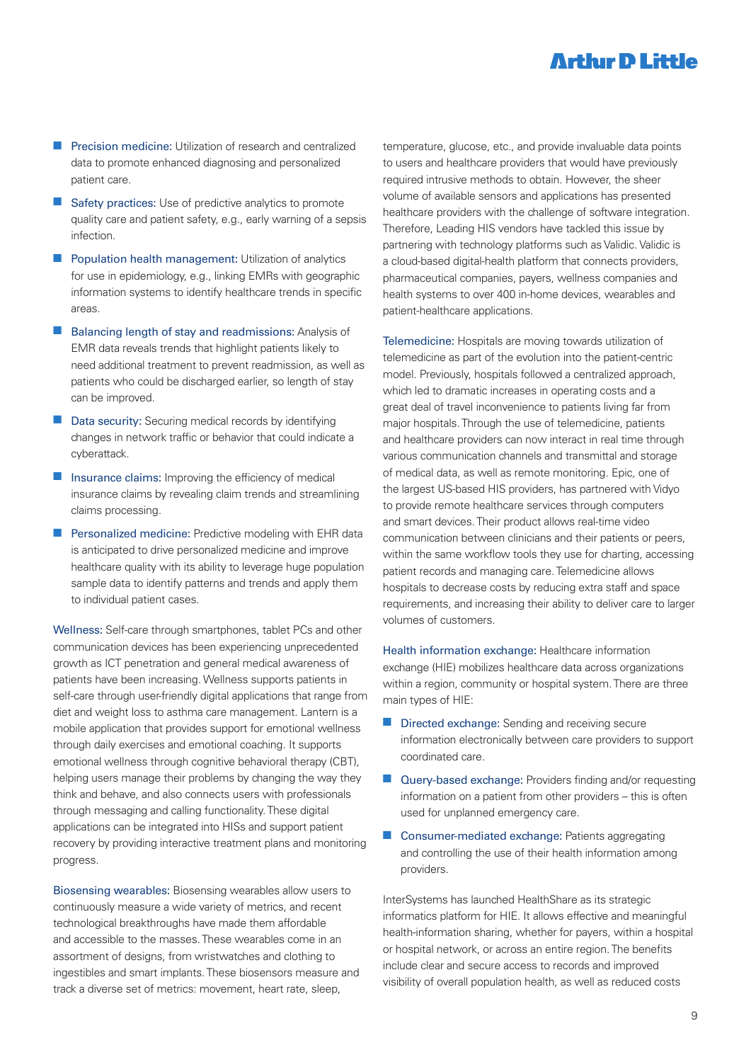- **Precision medicine:** Utilization of research and centralized data to promote enhanced diagnosing and personalized patient care.
- **Safety practices:** Use of predictive analytics to promote quality care and patient safety, e.g., early warning of a sepsis infection.
- **Population health management:** Utilization of analytics for use in epidemiology, e.g., linking EMRs with geographic information systems to identify healthcare trends in specific areas.
- **Balancing length of stay and readmissions:** Analysis of EMR data reveals trends that highlight patients likely to need additional treatment to prevent readmission, as well as patients who could be discharged earlier, so length of stay can be improved.
- **Data security:** Securing medical records by identifying changes in network traffic or behavior that could indicate a cyberattack.
- **Insurance claims:** Improving the efficiency of medical insurance claims by revealing claim trends and streamlining claims processing.
- **Personalized medicine:** Predictive modeling with EHR data is anticipated to drive personalized medicine and improve healthcare quality with its ability to leverage huge population sample data to identify patterns and trends and apply them to individual patient cases.

**Wellness:** Self-care through smartphones, tablet PCs and other communication devices has been experiencing unprecedented growth as ICT penetration and general medical awareness of patients have been increasing. Wellness supports patients in self-care through user-friendly digital applications that range from diet and weight loss to asthma care management. Lantern is a mobile application that provides support for emotional wellness through daily exercises and emotional coaching. It supports emotional wellness through cognitive behavioral therapy (CBT), helping users manage their problems by changing the way they think and behave, and also connects users with professionals through messaging and calling functionality. These digital applications can be integrated into HISs and support patient recovery by providing interactive treatment plans and monitoring progress.

**Biosensing wearables:** Biosensing wearables allow users to continuously measure a wide variety of metrics, and recent technological breakthroughs have made them affordable and accessible to the masses. These wearables come in an assortment of designs, from wristwatches and clothing to ingestibles and smart implants. These biosensors measure and track a diverse set of metrics: movement, heart rate, sleep, temperature, glucose, etc., and provide invaluable data points to users and healthcare providers that would have previously required intrusive methods to obtain. However, the sheer volume of available sensors and applications has presented healthcare providers with the challenge of software integration. Therefore, Leading HIS vendors have tackled this issue by partnering with technology platforms such as Validic. Validic is a cloud-based digital-health platform that connects providers, pharmaceutical companies, payers, wellness companies and health systems to over 400 in-home devices, wearables and patient-healthcare applications.

**Telemedicine:** Hospitals are moving towards utilization of telemedicine as part of the evolution into the patient-centric model. Previously, hospitals followed a centralized approach, which led to dramatic increases in operating costs and a great deal of travel inconvenience to patients living far from major hospitals. Through the use of telemedicine, patients and healthcare providers can now interact in real time through various communication channels and transmittal and storage of medical data, as well as remote monitoring. Epic, one of the largest US-based HIS providers, has partnered with Vidyo to provide remote healthcare services through computers and smart devices. Their product allows real-time video communication between clinicians and their patients or peers, within the same workflow tools they use for charting, accessing patient records and managing care. Telemedicine allows hospitals to decrease costs by reducing extra staff and space requirements, and increasing their ability to deliver care to larger volumes of customers.

**Health information exchange:** Healthcare information exchange (HIE) mobilizes healthcare data across organizations within a region, community or hospital system. There are three main types of HIE:

- **Directed exchange:** Sending and receiving secure information electronically between care providers to support coordinated care.
- **Query-based exchange:** Providers finding and/or requesting information on a patient from other providers – this is often used for unplanned emergency care.
- **Consumer-mediated exchange:** Patients aggregating and controlling the use of their health information among providers.

InterSystems has launched HealthShare as its strategic informatics platform for HIE. It allows effective and meaningful health-information sharing, whether for payers, within a hospital or hospital network, or across an entire region. The benefits include clear and secure access to records and improved visibility of overall population health, as well as reduced costs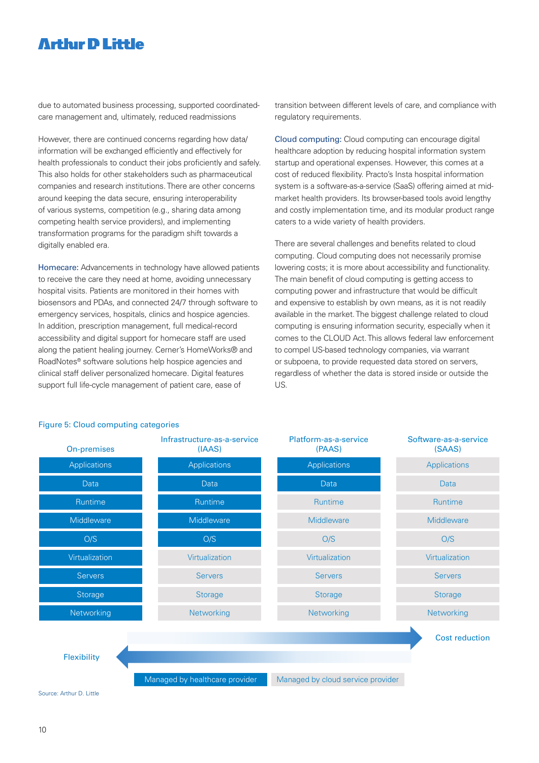due to automated business processing, supported coordinated-care management and, ultimately, reduced readmissions

However, there are continued concerns regarding how data/information will be exchanged efficiently and effectively for health professionals to conduct their jobs proficiently and safely. This also holds for other stakeholders such as pharmaceutical companies and research institutions. There are other concerns around keeping the data secure, ensuring interoperability of various systems, competition (e.g., sharing data among competing health service providers), and implementing transformation programs for the paradigm shift towards a digitally enabled era.

**Homecare:** Advancements in technology have allowed patients to receive the care they need at home, avoiding unnecessary hospital visits. Patients are monitored in their homes with biosensors and PDAs, and connected 24/7 through software to emergency services, hospitals, clinics and hospice agencies. In addition, prescription management, full medical-record accessibility and digital support for homecare staff are used along the patient healing journey. Cerner's HomeWorks® and RoadNotes® software solutions help hospice agencies and clinical staff deliver personalized homecare. Digital features support full life-cycle management of patient care, ease of transition between different levels of care, and compliance with regulatory requirements.

**Cloud computing:** Cloud computing can encourage digital healthcare adoption by reducing hospital information system startup and operational expenses. However, this comes at a cost of reduced flexibility. Practo's Insta hospital information system is a software-as-a-service (SaaS) offering aimed at mid-market health providers. Its browser-based tools avoid lengthy and costly implementation time, and its modular product range caters to a wide variety of health providers.

There are several challenges and benefits related to cloud computing. Cloud computing does not necessarily promise lowering costs; it is more about accessibility and functionality. The main benefit of cloud computing is getting access to computing power and infrastructure that would be difficult and expensive to establish by own means, as it is not readily available in the market. The biggest challenge related to cloud computing is ensuring information security, especially when it comes to the CLOUD Act. This allows federal law enforcement to compel US-based technology companies, via warrant or subpoena, to provide requested data stored on servers, regardless of whether the data is stored inside or outside the US.

Figure 5: Cloud computing categories

| On-premises | Infrastructure-as-a-service (IAAS) | Platform-as-a-service (PAAS) | Software-as-a-service (SAAS) |
|---|---|---|---|
| Applications | Applications | Applications | Applications |
| Data | Data | Data | Data |
| Runtime | Runtime | Runtime | Runtime |
| Middleware | Middleware | Middleware | Middleware |
| O/S | O/S | O/S | O/S |
| Virtualization | Virtualization | Virtualization | Virtualization |
| Servers | Servers | Servers | Servers |
| Storage | Storage | Storage | Storage |
| Networking | Networking | Networking | Networking |

Cost reduction →

← Flexibility

Managed by healthcare provider | Managed by cloud service provider

Source: Arthur D. Little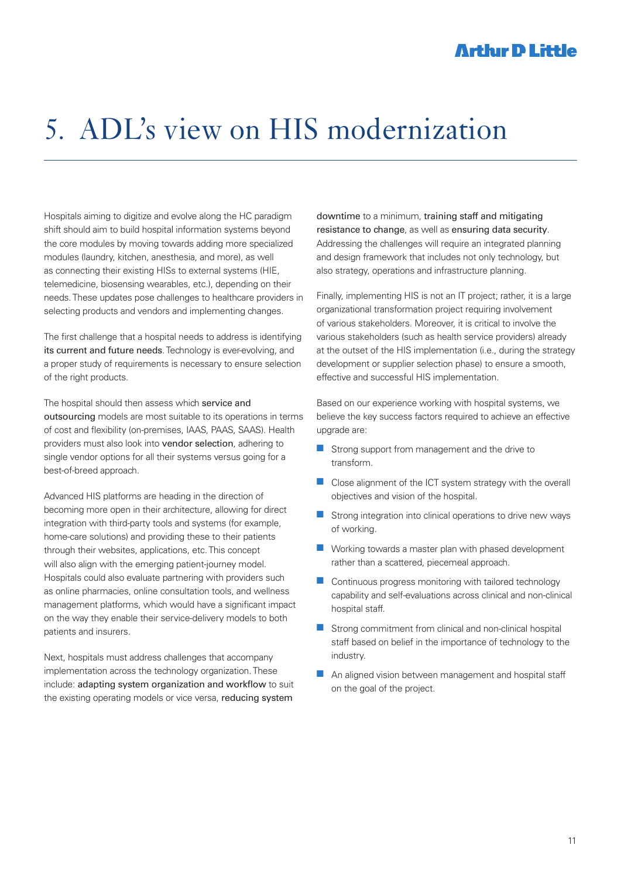# 5. ADL's view on HIS modernization

Hospitals aiming to digitize and evolve along the HC paradigm shift should aim to build hospital information systems beyond the core modules by moving towards adding more specialized modules (laundry, kitchen, anesthesia, and more), as well as connecting their existing HISs to external systems (HIE, telemedicine, biosensing wearables, etc.), depending on their needs. These updates pose challenges to healthcare providers in selecting products and vendors and implementing changes.

The first challenge that a hospital needs to address is identifying its current and future needs. Technology is ever-evolving, and a proper study of requirements is necessary to ensure selection of the right products.

The hospital should then assess which service and outsourcing models are most suitable to its operations in terms of cost and flexibility (on-premises, IAAS, PAAS, SAAS). Health providers must also look into vendor selection, adhering to single vendor options for all their systems versus going for a best-of-breed approach.

Advanced HIS platforms are heading in the direction of becoming more open in their architecture, allowing for direct integration with third-party tools and systems (for example, home-care solutions) and providing these to their patients through their websites, applications, etc. This concept will also align with the emerging patient-journey model. Hospitals could also evaluate partnering with providers such as online pharmacies, online consultation tools, and wellness management platforms, which would have a significant impact on the way they enable their service-delivery models to both patients and insurers.

Next, hospitals must address challenges that accompany implementation across the technology organization. These include: adapting system organization and workflow to suit the existing operating models or vice versa, reducing system downtime to a minimum, training staff and mitigating resistance to change, as well as ensuring data security. Addressing the challenges will require an integrated planning and design framework that includes not only technology, but also strategy, operations and infrastructure planning.

Finally, implementing HIS is not an IT project; rather, it is a large organizational transformation project requiring involvement of various stakeholders. Moreover, it is critical to involve the various stakeholders (such as health service providers) already at the outset of the HIS implementation (i.e., during the strategy development or supplier selection phase) to ensure a smooth, effective and successful HIS implementation.

Based on our experience working with hospital systems, we believe the key success factors required to achieve an effective upgrade are:

- Strong support from management and the drive to transform.
- Close alignment of the ICT system strategy with the overall objectives and vision of the hospital.
- Strong integration into clinical operations to drive new ways of working.
- Working towards a master plan with phased development rather than a scattered, piecemeal approach.
- Continuous progress monitoring with tailored technology capability and self-evaluations across clinical and non-clinical hospital staff.
- Strong commitment from clinical and non-clinical hospital staff based on belief in the importance of technology to the industry.
- An aligned vision between management and hospital staff on the goal of the project.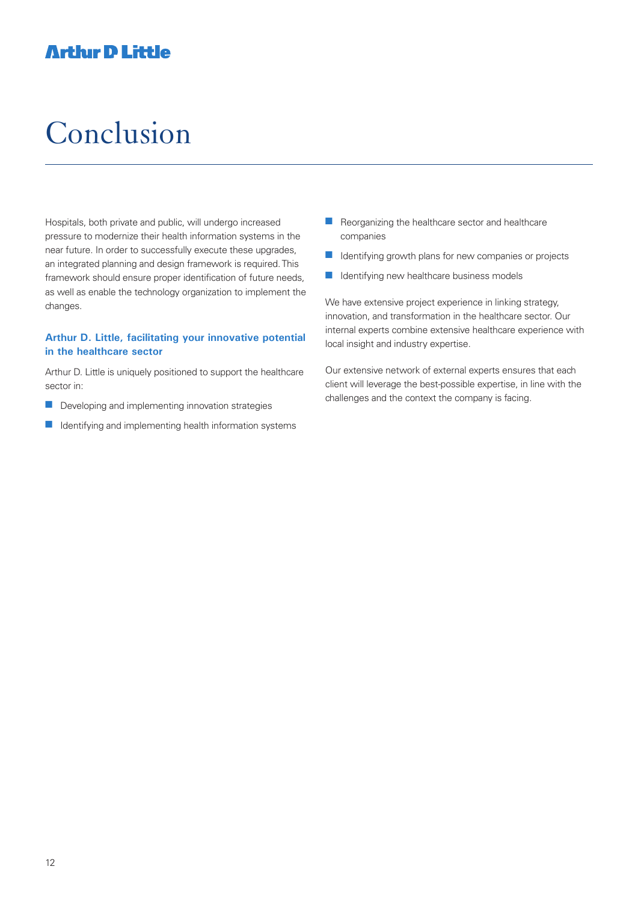# Conclusion

Hospitals, both private and public, will undergo increased pressure to modernize their health information systems in the near future. In order to successfully execute these upgrades, an integrated planning and design framework is required. This framework should ensure proper identification of future needs, as well as enable the technology organization to implement the changes.

### Arthur D. Little, facilitating your innovative potential in the healthcare sector

Arthur D. Little is uniquely positioned to support the healthcare sector in:

- Developing and implementing innovation strategies
- Identifying and implementing health information systems
- Reorganizing the healthcare sector and healthcare companies
- Identifying growth plans for new companies or projects
- Identifying new healthcare business models

We have extensive project experience in linking strategy, innovation, and transformation in the healthcare sector. Our internal experts combine extensive healthcare experience with local insight and industry expertise.

Our extensive network of external experts ensures that each client will leverage the best-possible expertise, in line with the challenges and the context the company is facing.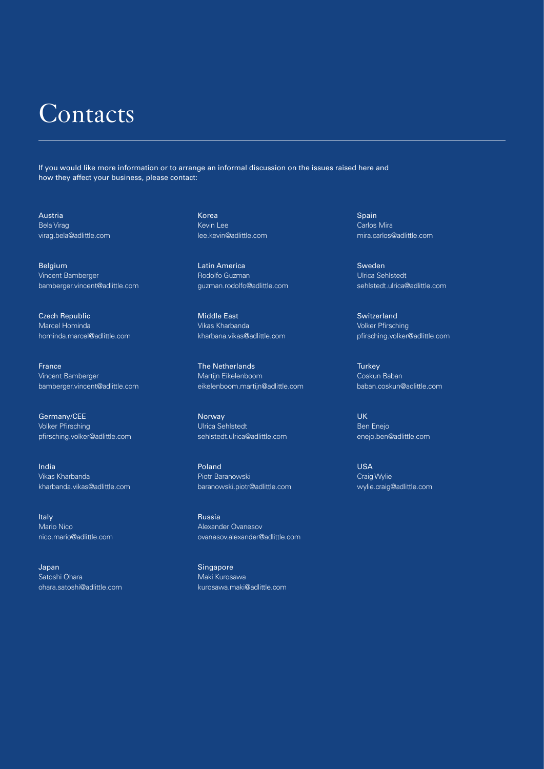# Contacts

If you would like more information or to arrange an informal discussion on the issues raised here and how they affect your business, please contact:

Austria
Bela Virag
virag.bela@adlittle.com

Belgium
Vincent Bamberger
bamberger.vincent@adlittle.com

Czech Republic
Marcel Hominda
hominda.marcel@adlittle.com

France
Vincent Bamberger
bamberger.vincent@adlittle.com

Germany/CEE
Volker Pfirsching
pfirsching.volker@adlittle.com

India
Vikas Kharbanda
kharbanda.vikas@adlittle.com

Italy
Mario Nico
nico.mario@adlittle.com

Japan
Satoshi Ohara
ohara.satoshi@adlittle.com

Korea
Kevin Lee
lee.kevin@adlittle.com

Latin America
Rodolfo Guzman
guzman.rodolfo@adlittle.com

Middle East
Vikas Kharbanda
kharbana.vikas@adlittle.com

The Netherlands
Martijn Eikelenboom
eikelenboom.martijn@adlittle.com

Norway
Ulrica Sehlstedt
sehlstedt.ulrica@adlittle.com

Poland
Piotr Baranowski
baranowski.piotr@adlittle.com

Russia
Alexander Ovanesov
ovanesov.alexander@adlittle.com

Singapore
Maki Kurosawa
kurosawa.maki@adlittle.com

Spain
Carlos Mira
mira.carlos@adlittle.com

Sweden
Ulrica Sehlstedt
sehlstedt.ulrica@adlittle.com

Switzerland
Volker Pfirsching
pfirsching.volker@adlittle.com

Turkey
Coskun Baban
baban.coskun@adlittle.com

UK
Ben Enejo
enejo.ben@adlittle.com

USA
Craig Wylie
wylie.craig@adlittle.com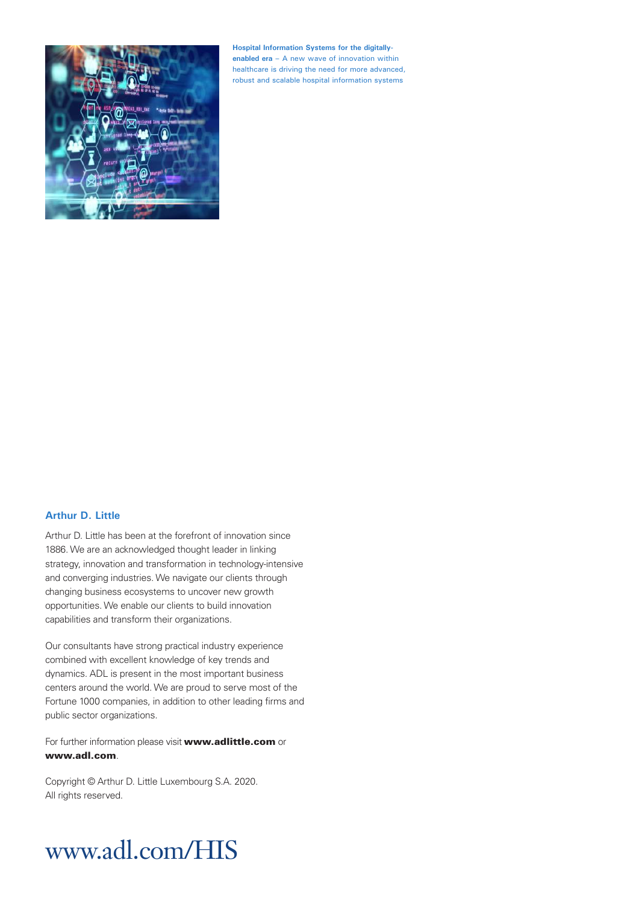**Hospital Information Systems for the digitally-enabled era** – A new wave of innovation within healthcare is driving the need for more advanced, robust and scalable hospital information systems

## Arthur D. Little

Arthur D. Little has been at the forefront of innovation since 1886. We are an acknowledged thought leader in linking strategy, innovation and transformation in technology-intensive and converging industries. We navigate our clients through changing business ecosystems to uncover new growth opportunities. We enable our clients to build innovation capabilities and transform their organizations.

Our consultants have strong practical industry experience combined with excellent knowledge of key trends and dynamics. ADL is present in the most important business centers around the world. We are proud to serve most of the Fortune 1000 companies, in addition to other leading firms and public sector organizations.

For further information please visit **www.adlittle.com** or **www.adl.com**.

Copyright © Arthur D. Little Luxembourg S.A. 2020.
All rights reserved.

www.adl.com/HIS